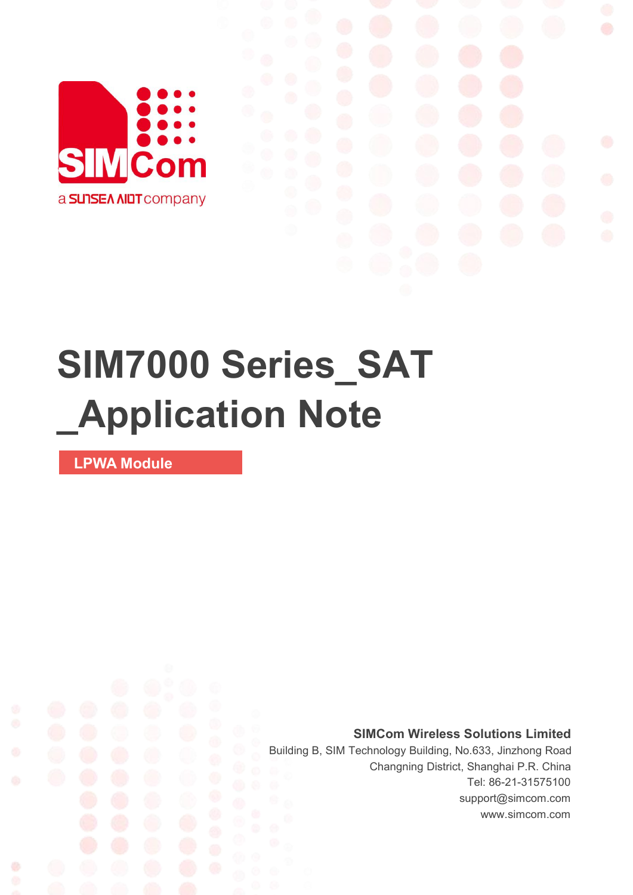# SIM7000 Series_SAT _Application Note

**LPWA Module**

**SIMCom Wireless Solutions Limited**

Building B, SIM Technology Building, No.633, Jinzhong Road
Changning District, Shanghai P.R. China
Tel: 86-21-31575100
support@simcom.com
www.simcom.com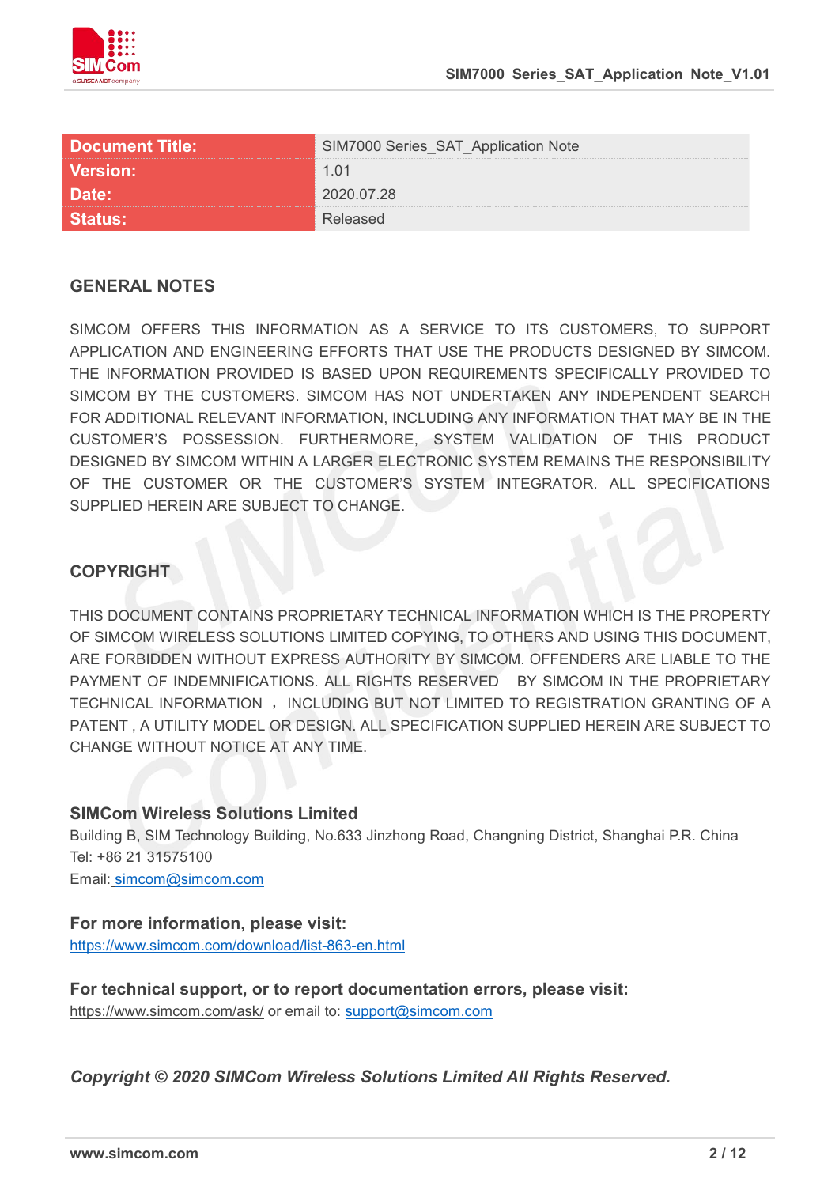| Document Title: | SIM7000 Series_SAT_Application Note |
| --- | --- |
| Version: | 1.01 |
| Date: | 2020.07.28 |
| Status: | Released |

## GENERAL NOTES

SIMCOM OFFERS THIS INFORMATION AS A SERVICE TO ITS CUSTOMERS, TO SUPPORT APPLICATION AND ENGINEERING EFFORTS THAT USE THE PRODUCTS DESIGNED BY SIMCOM. THE INFORMATION PROVIDED IS BASED UPON REQUIREMENTS SPECIFICALLY PROVIDED TO SIMCOM BY THE CUSTOMERS. SIMCOM HAS NOT UNDERTAKEN ANY INDEPENDENT SEARCH FOR ADDITIONAL RELEVANT INFORMATION, INCLUDING ANY INFORMATION THAT MAY BE IN THE CUSTOMER'S POSSESSION. FURTHERMORE, SYSTEM VALIDATION OF THIS PRODUCT DESIGNED BY SIMCOM WITHIN A LARGER ELECTRONIC SYSTEM REMAINS THE RESPONSIBILITY OF THE CUSTOMER OR THE CUSTOMER'S SYSTEM INTEGRATOR. ALL SPECIFICATIONS SUPPLIED HEREIN ARE SUBJECT TO CHANGE.

## COPYRIGHT

THIS DOCUMENT CONTAINS PROPRIETARY TECHNICAL INFORMATION WHICH IS THE PROPERTY OF SIMCOM WIRELESS SOLUTIONS LIMITED COPYING, TO OTHERS AND USING THIS DOCUMENT, ARE FORBIDDEN WITHOUT EXPRESS AUTHORITY BY SIMCOM. OFFENDERS ARE LIABLE TO THE PAYMENT OF INDEMNIFICATIONS. ALL RIGHTS RESERVED BY SIMCOM IN THE PROPRIETARY TECHNICAL INFORMATION ， INCLUDING BUT NOT LIMITED TO REGISTRATION GRANTING OF A PATENT , A UTILITY MODEL OR DESIGN. ALL SPECIFICATION SUPPLIED HEREIN ARE SUBJECT TO CHANGE WITHOUT NOTICE AT ANY TIME.

**SIMCom Wireless Solutions Limited**

Building B, SIM Technology Building, No.633 Jinzhong Road, Changning District, Shanghai P.R. China
Tel: +86 21 31575100
Email: simcom@simcom.com

**For more information, please visit:**

https://www.simcom.com/download/list-863-en.html

**For technical support, or to report documentation errors, please visit:**

https://www.simcom.com/ask/ or email to: support@simcom.com

***Copyright © 2020 SIMCom Wireless Solutions Limited All Rights Reserved.***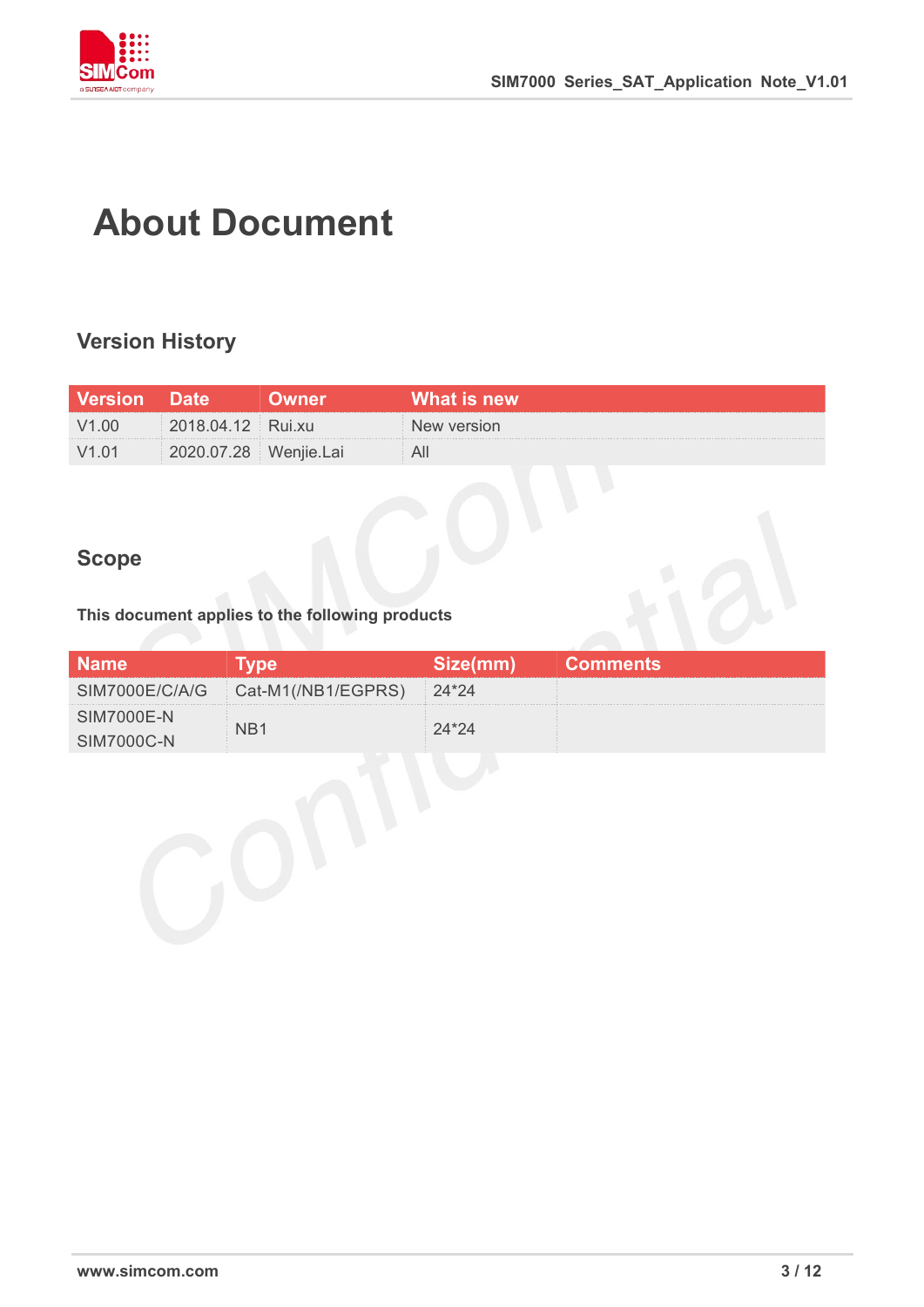# About Document

## Version History

| Version | Date | Owner | What is new |
|---|---|---|---|
| V1.00 | 2018.04.12 | Rui.xu | New version |
| V1.01 | 2020.07.28 | Wenjie.Lai | All |

## Scope

**This document applies to the following products**

| Name | Type | Size(mm) | Comments |
|---|---|---|---|
| SIM7000E/C/A/G | Cat-M1(/NB1/EGPRS) | 24*24 | |
| SIM7000E-N<br>SIM7000C-N | NB1 | 24*24 | |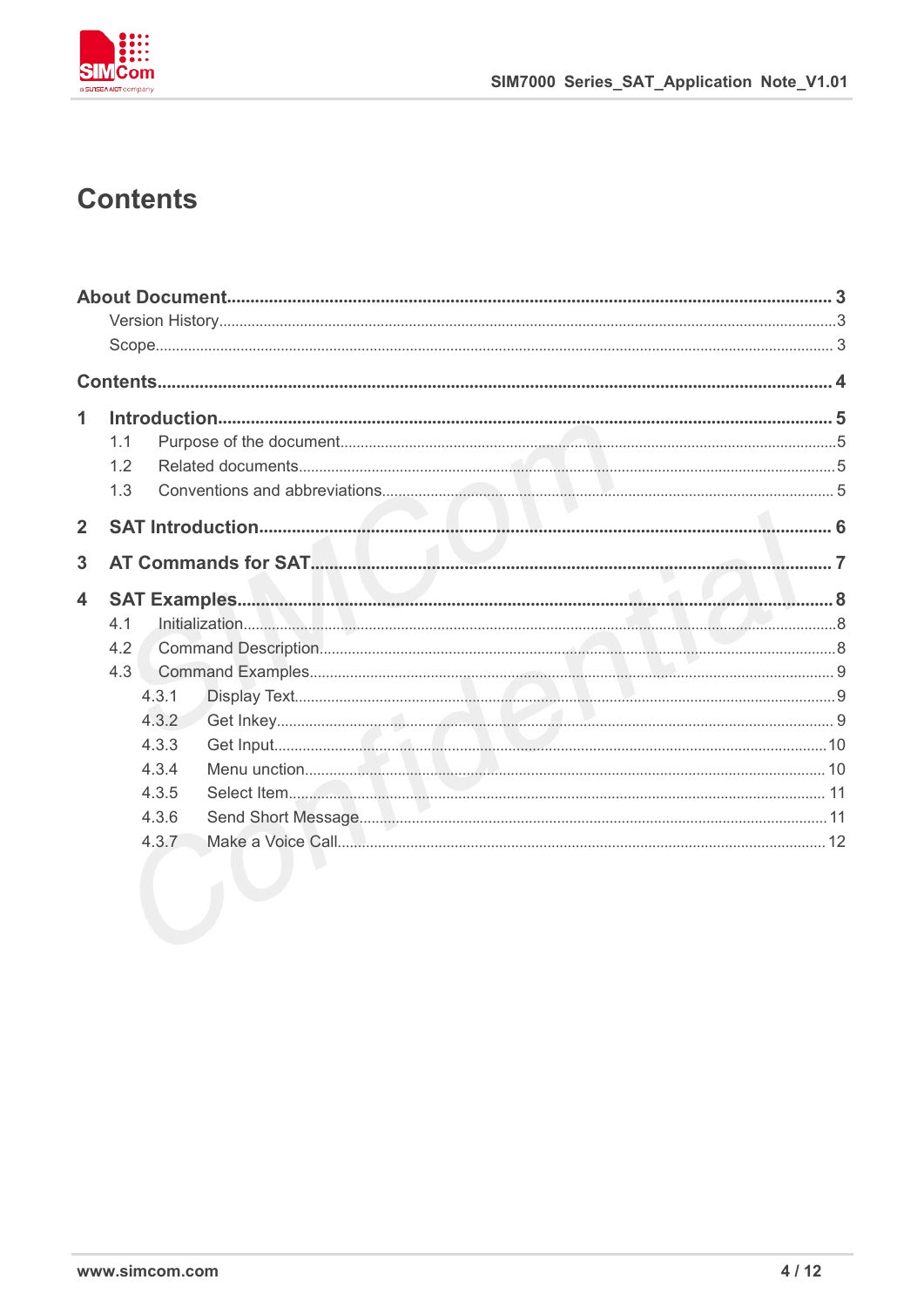# Contents

About Document ........ 3
- Version History ........ 3
- Scope ........ 3

Contents ........ 4

1 Introduction ........ 5
- 1.1 Purpose of the document ........ 5
- 1.2 Related documents ........ 5
- 1.3 Conventions and abbreviations ........ 5

2 SAT Introduction ........ 6

3 AT Commands for SAT ........ 7

4 SAT Examples ........ 8
- 4.1 Initialization ........ 8
- 4.2 Command Description ........ 8
- 4.3 Command Examples ........ 9
  - 4.3.1 Display Text ........ 9
  - 4.3.2 Get Inkey ........ 9
  - 4.3.3 Get Input ........ 10
  - 4.3.4 Menu unction ........ 10
  - 4.3.5 Select Item ........ 11
  - 4.3.6 Send Short Message ........ 11
  - 4.3.7 Make a Voice Call ........ 12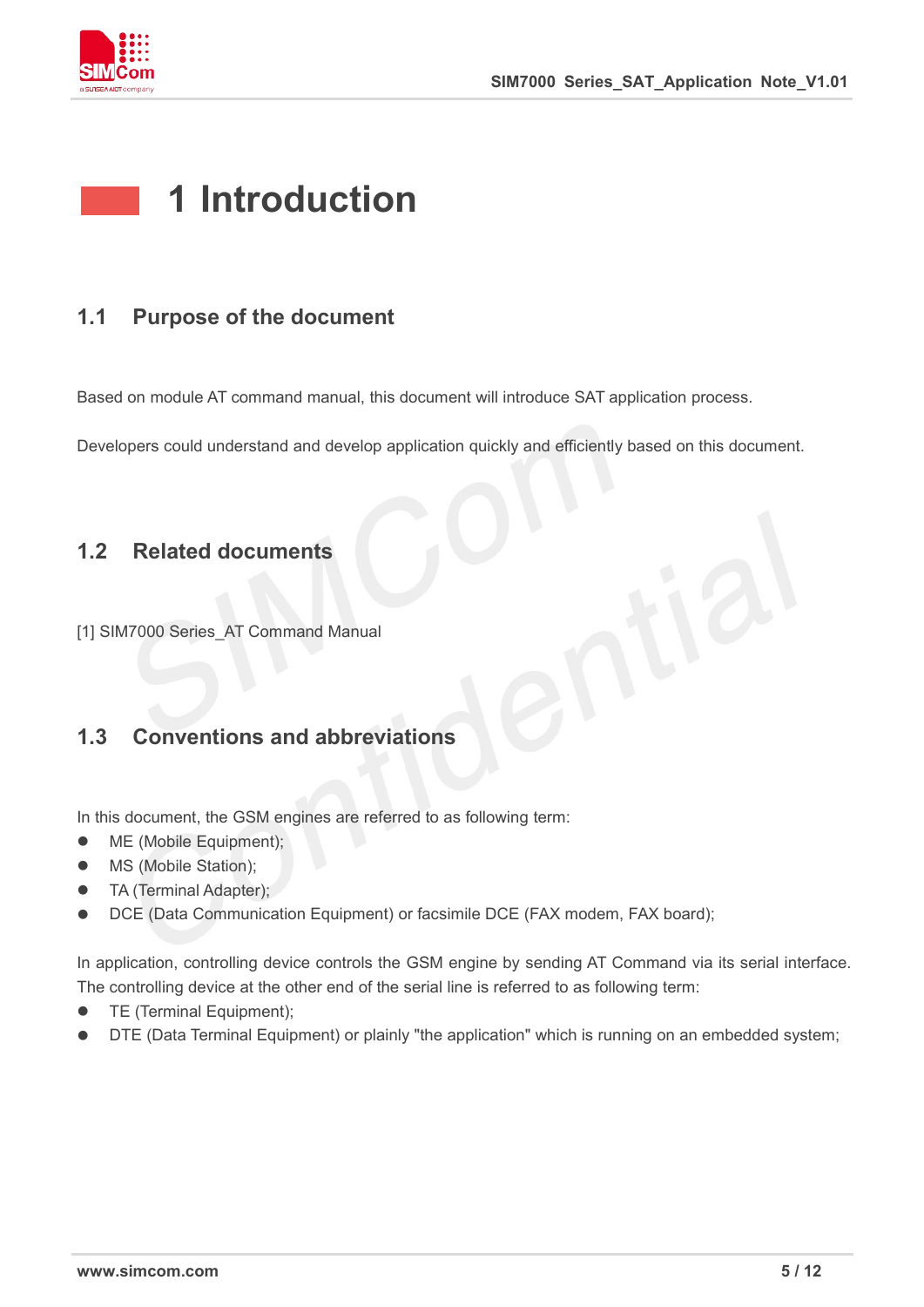# 1 Introduction

## 1.1 Purpose of the document

Based on module AT command manual, this document will introduce SAT application process.

Developers could understand and develop application quickly and efficiently based on this document.

## 1.2 Related documents

[1] SIM7000 Series_AT Command Manual

## 1.3 Conventions and abbreviations

In this document, the GSM engines are referred to as following term:

- ME (Mobile Equipment);
- MS (Mobile Station);
- TA (Terminal Adapter);
- DCE (Data Communication Equipment) or facsimile DCE (FAX modem, FAX board);

In application, controlling device controls the GSM engine by sending AT Command via its serial interface. The controlling device at the other end of the serial line is referred to as following term:

- TE (Terminal Equipment);
- DTE (Data Terminal Equipment) or plainly "the application" which is running on an embedded system;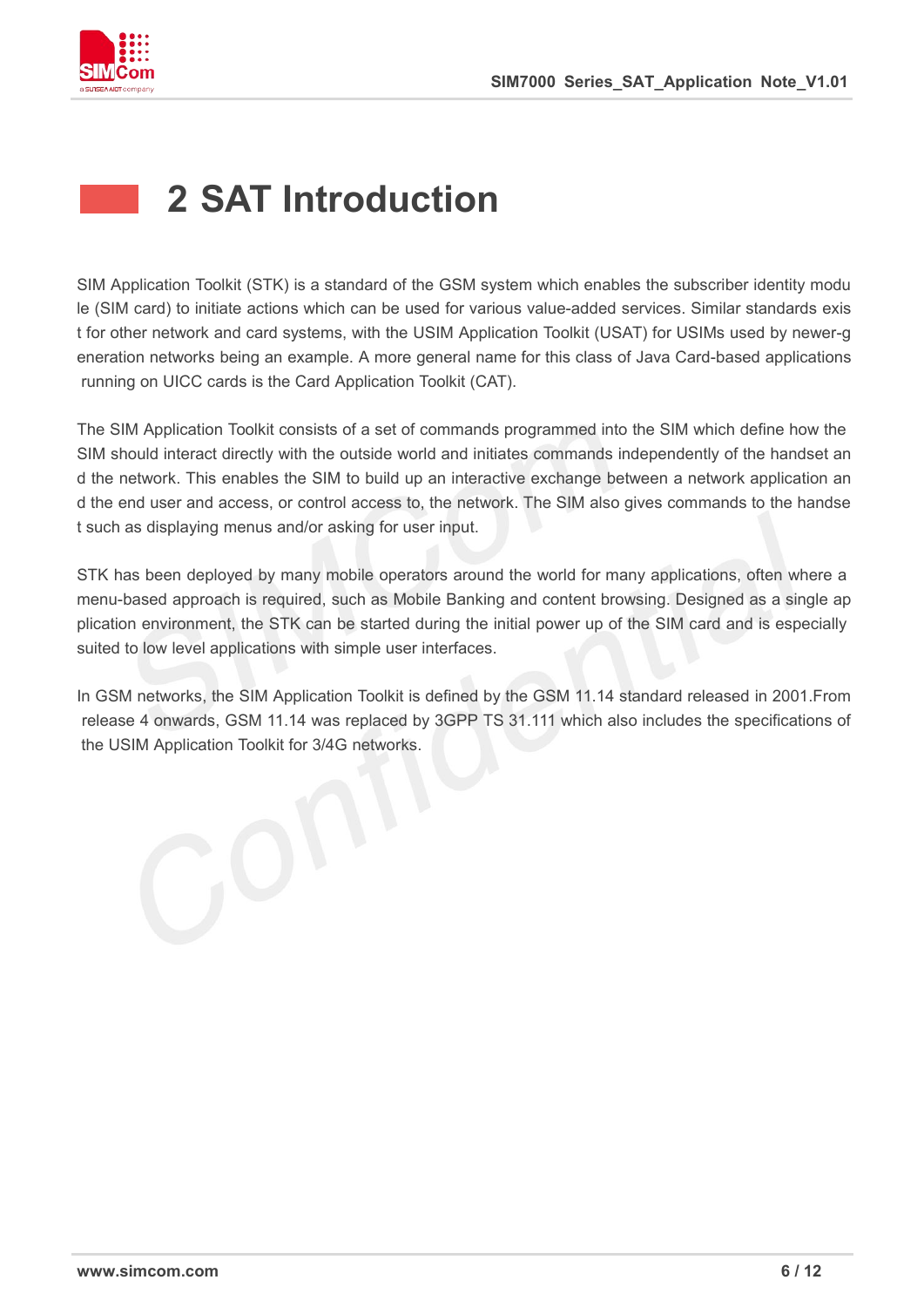# 2 SAT Introduction

SIM Application Toolkit (STK) is a standard of the GSM system which enables the subscriber identity module (SIM card) to initiate actions which can be used for various value-added services. Similar standards exist for other network and card systems, with the USIM Application Toolkit (USAT) for USIMs used by newer-generation networks being an example. A more general name for this class of Java Card-based applications running on UICC cards is the Card Application Toolkit (CAT).

The SIM Application Toolkit consists of a set of commands programmed into the SIM which define how the SIM should interact directly with the outside world and initiates commands independently of the handset and the network. This enables the SIM to build up an interactive exchange between a network application and the end user and access, or control access to, the network. The SIM also gives commands to the handset such as displaying menus and/or asking for user input.

STK has been deployed by many mobile operators around the world for many applications, often where a menu-based approach is required, such as Mobile Banking and content browsing. Designed as a single application environment, the STK can be started during the initial power up of the SIM card and is especially suited to low level applications with simple user interfaces.

In GSM networks, the SIM Application Toolkit is defined by the GSM 11.14 standard released in 2001.From release 4 onwards, GSM 11.14 was replaced by 3GPP TS 31.111 which also includes the specifications of the USIM Application Toolkit for 3/4G networks.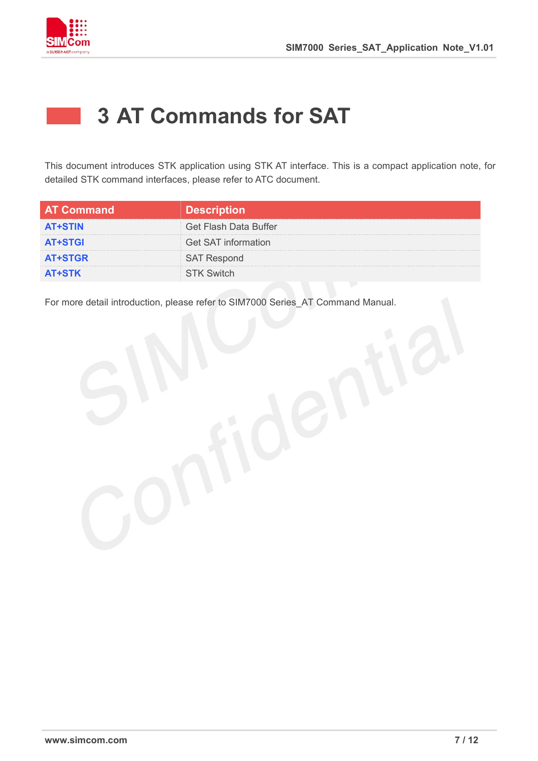# 3 AT Commands for SAT

This document introduces STK application using STK AT interface. This is a compact application note, for detailed STK command interfaces, please refer to ATC document.

| AT Command | Description |
|---|---|
| AT+STIN | Get Flash Data Buffer |
| AT+STGI | Get SAT information |
| AT+STGR | SAT Respond |
| AT+STK | STK Switch |

For more detail introduction, please refer to SIM7000 Series_AT Command Manual.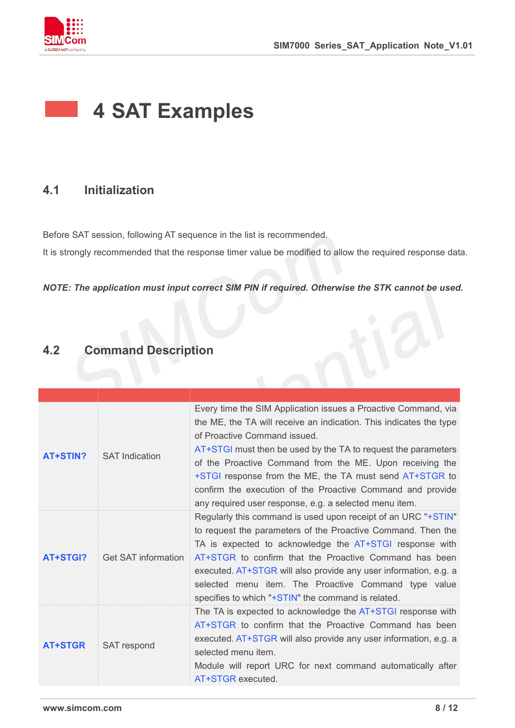# 4 SAT Examples

## 4.1 Initialization

Before SAT session, following AT sequence in the list is recommended.

It is strongly recommended that the response timer value be modified to allow the required response data.

***NOTE: The application must input correct SIM PIN if required. Otherwise the STK cannot be used.***

## 4.2 Command Description

| | | |
|---|---|---|
| **AT+STIN?** | SAT Indication | Every time the SIM Application issues a Proactive Command, via the ME, the TA will receive an indication. This indicates the type of Proactive Command issued.<br>AT+STGI must then be used by the TA to request the parameters of the Proactive Command from the ME. Upon receiving the +STGI response from the ME, the TA must send AT+STGR to confirm the execution of the Proactive Command and provide any required user response, e.g. a selected menu item. |
| **AT+STGI?** | Get SAT information | Regularly this command is used upon receipt of an URC "+STIN" to request the parameters of the Proactive Command. Then the TA is expected to acknowledge the AT+STGI response with AT+STGR to confirm that the Proactive Command has been executed. AT+STGR will also provide any user information, e.g. a selected menu item. The Proactive Command type value specifies to which "+STIN" the command is related. |
| **AT+STGR** | SAT respond | The TA is expected to acknowledge the AT+STGI response with AT+STGR to confirm that the Proactive Command has been executed. AT+STGR will also provide any user information, e.g. a selected menu item.<br>Module will report URC for next command automatically after AT+STGR executed. |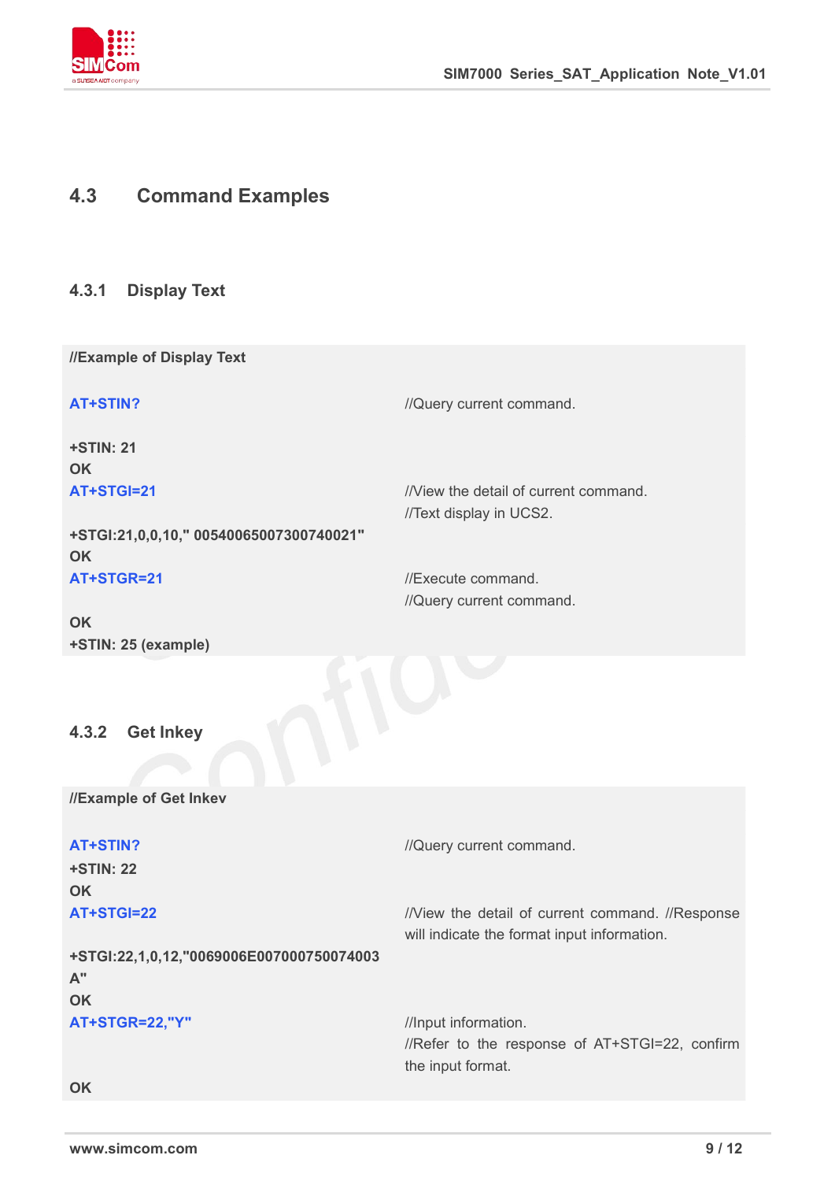## 4.3 Command Examples

### 4.3.1 Display Text

| **//Example of Display Text** | |
|---|---|
| **AT+STIN?** | //Query current command. |
| **+STIN: 21**<br>**OK** | |
| **AT+STGI=21** | //View the detail of current command.<br>//Text display in UCS2. |
| **+STGI:21,0,0,10," 00540065007300740021"**<br>**OK** | |
| **AT+STGR=21** | //Execute command.<br>//Query current command. |
| **OK**<br>**+STIN: 25 (example)** | |

### 4.3.2 Get Inkey

| **//Example of Get Inkev** | |
|---|---|
| **AT+STIN?**<br>**+STIN: 22**<br>**OK** | //Query current command. |
| **AT+STGI=22** | //View the detail of current command. //Response will indicate the format input information. |
| **+STGI:22,1,0,12,"0069006E007000750074003A"**<br>**OK** | |
| **AT+STGR=22,"Y"** | //Input information.<br>//Refer to the response of AT+STGI=22, confirm the input format. |
| **OK** | |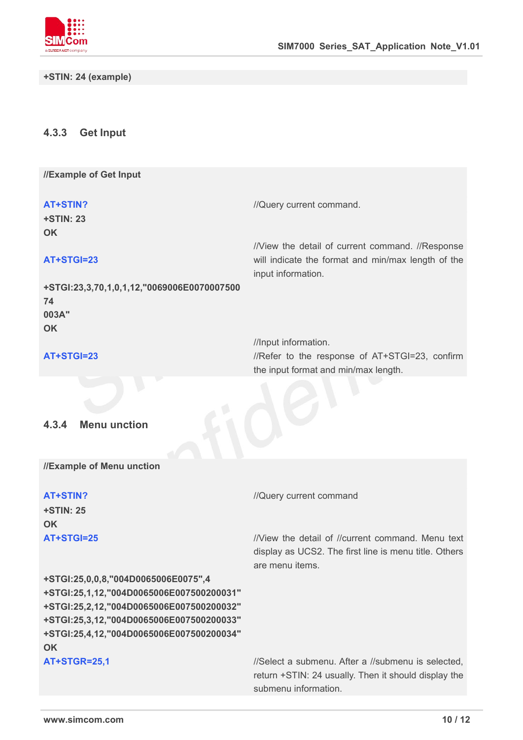```
+STIN: 24 (example)
```

### 4.3.3 Get Input

```
//Example of Get Input

AT+STIN?                                    //Query current command.
+STIN: 23
OK
                                            //View the detail of current command. //Response
AT+STGI=23                                  will indicate the format and min/max length of the
                                            input information.
+STGI:23,3,70,1,0,1,12,"0069006E0070007500
74
003A"
OK
                                            //Input information.
AT+STGI=23                                  //Refer to the response of AT+STGI=23, confirm
                                            the input format and min/max length.
```

### 4.3.4 Menu unction

```
//Example of Menu unction

AT+STIN?                                    //Query current command
+STIN: 25
OK
AT+STGI=25                                  //View the detail of //current command. Menu text
                                            display as UCS2. The first line is menu title. Others
                                            are menu items.
+STGI:25,0,0,8,"004D0065006E0075",4
+STGI:25,1,12,"004D0065006E007500200031"
+STGI:25,2,12,"004D0065006E007500200032"
+STGI:25,3,12,"004D0065006E007500200033"
+STGI:25,4,12,"004D0065006E007500200034"
OK
AT+STGR=25,1                                //Select a submenu. After a //submenu is selected,
                                            return +STIN: 24 usually. Then it should display the
                                            submenu information.
```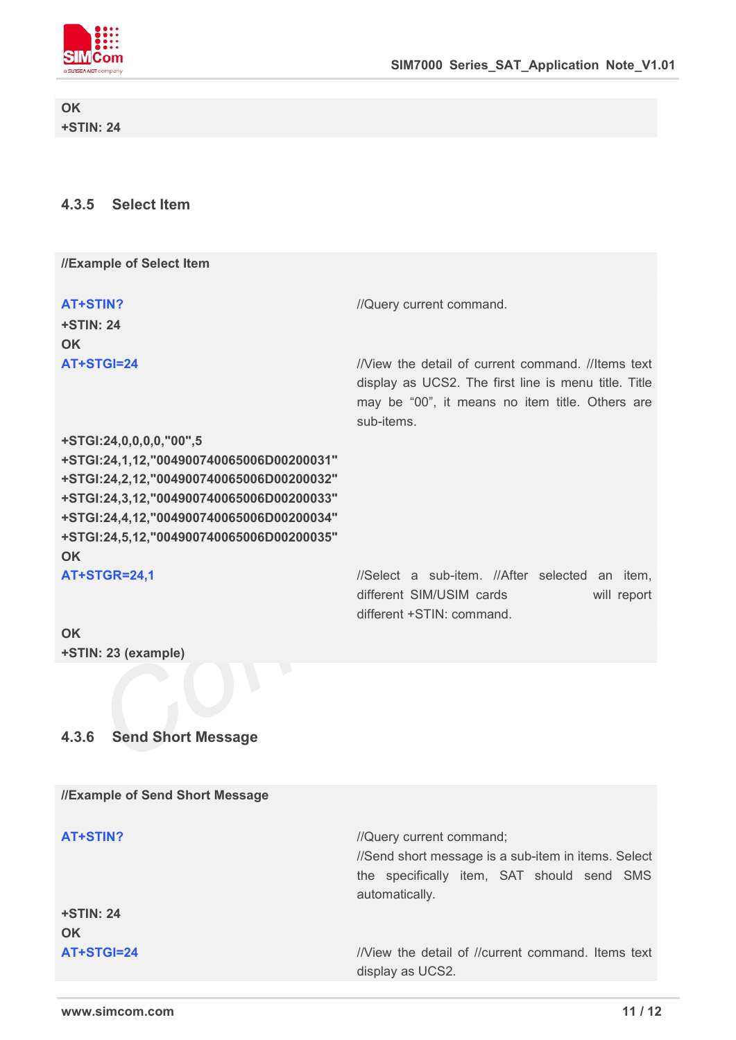```
OK
+STIN: 24
```

### 4.3.5 Select Item

| //Example of Select Item | |
|---|---|
| AT+STIN? | //Query current command. |
| +STIN: 24 | |
| OK | |
| AT+STGI=24 | //View the detail of current command. //Items text display as UCS2. The first line is menu title. Title may be "00", it means no item title. Others are sub-items. |
| +STGI:24,0,0,0,0,"00",5 | |
| +STGI:24,1,12,"004900740065006D00200031" | |
| +STGI:24,2,12,"004900740065006D00200032" | |
| +STGI:24,3,12,"004900740065006D00200033" | |
| +STGI:24,4,12,"004900740065006D00200034" | |
| +STGI:24,5,12,"004900740065006D00200035" | |
| OK | |
| AT+STGR=24,1 | //Select a sub-item. //After selected an item, different SIM/USIM cards will report different +STIN: command. |
| OK | |
| +STIN: 23 (example) | |

### 4.3.6 Send Short Message

| //Example of Send Short Message | |
|---|---|
| AT+STIN? | //Query current command;<br>//Send short message is a sub-item in items. Select the specifically item, SAT should send SMS automatically. |
| +STIN: 24 | |
| OK | |
| AT+STGI=24 | //View the detail of //current command. Items text display as UCS2. |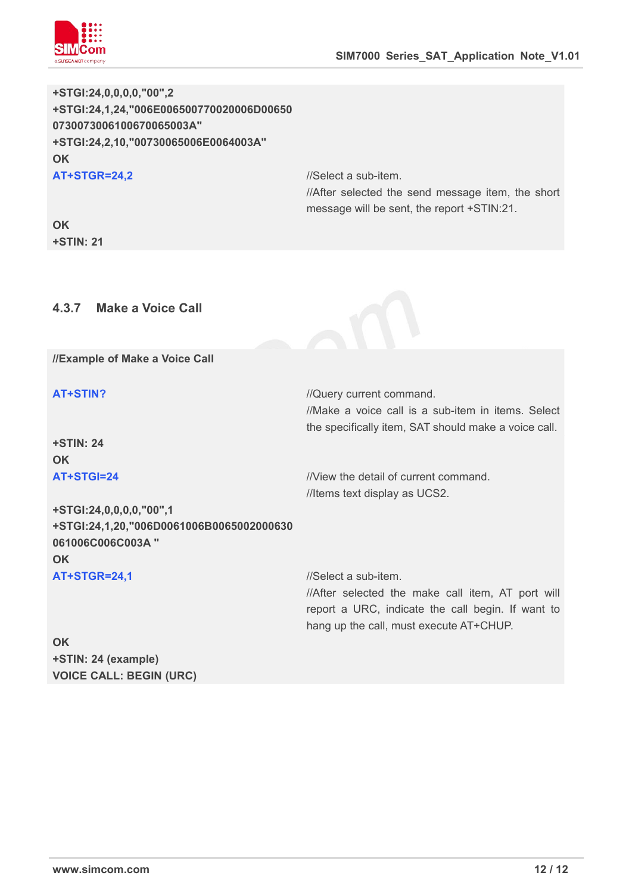| | |
|---|---|
| **+STGI:24,0,0,0,0,"00",2** | |
| **+STGI:24,1,24,"006E006500770020006D00650073007300610067006500 3A"** | |
| **+STGI:24,2,10,"00730065006E0064003A"** | |
| **OK** | |
| **AT+STGR=24,2** | //Select a sub-item.<br>//After selected the send message item, the short message will be sent, the report +STIN:21. |
| **OK** | |
| **+STIN: 21** | |

### 4.3.7 Make a Voice Call

| | |
|---|---|
| **//Example of Make a Voice Call** | |
| **AT+STIN?** | //Query current command.<br>//Make a voice call is a sub-item in items. Select the specifically item, SAT should make a voice call. |
| **+STIN: 24** | |
| **OK** | |
| **AT+STGI=24** | //View the detail of current command.<br>//Items text display as UCS2. |
| **+STGI:24,0,0,0,0,"00",1** | |
| **+STGI:24,1,20,"006D0061006B0065002000630061006C006C003A "** | |
| **OK** | |
| **AT+STGR=24,1** | //Select a sub-item.<br>//After selected the make call item, AT port will report a URC, indicate the call begin. If want to hang up the call, must execute AT+CHUP. |
| **OK** | |
| **+STIN: 24 (example)** | |
| **VOICE CALL: BEGIN (URC)** | |